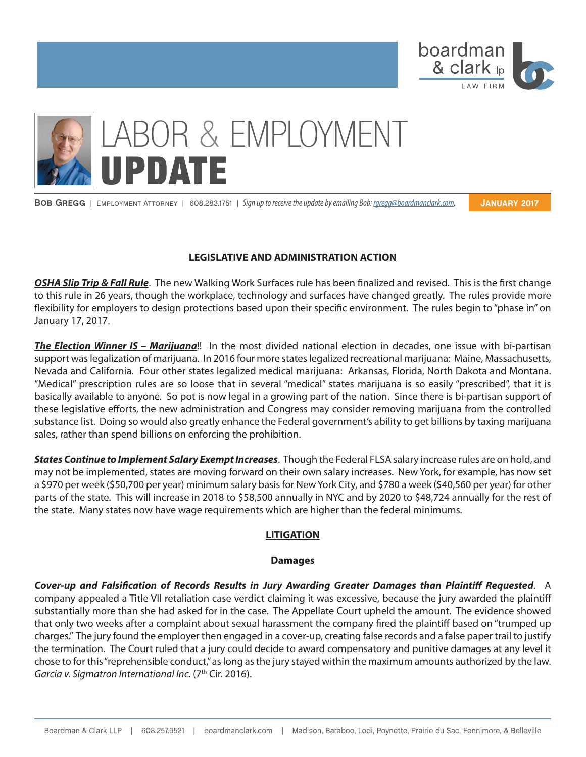boardman & clark llp
LAW FIRM

# LABOR & EMPLOYMENT UPDATE

**Bob Gregg** | Employment Attorney | 608.283.1751 | *Sign up to receive the update by emailing Bob: rgregg@boardmanclark.com.* **JANUARY 2017**

## LEGISLATIVE AND ADMINISTRATION ACTION

***OSHA Slip Trip & Fall Rule***. The new Walking Work Surfaces rule has been finalized and revised. This is the first change to this rule in 26 years, though the workplace, technology and surfaces have changed greatly. The rules provide more flexibility for employers to design protections based upon their specific environment. The rules begin to "phase in" on January 17, 2017.

***The Election Winner IS – Marijuana***!! In the most divided national election in decades, one issue with bi-partisan support was legalization of marijuana. In 2016 four more states legalized recreational marijuana: Maine, Massachusetts, Nevada and California. Four other states legalized medical marijuana: Arkansas, Florida, North Dakota and Montana. "Medical" prescription rules are so loose that in several "medical" states marijuana is so easily "prescribed", that it is basically available to anyone. So pot is now legal in a growing part of the nation. Since there is bi-partisan support of these legislative efforts, the new administration and Congress may consider removing marijuana from the controlled substance list. Doing so would also greatly enhance the Federal government's ability to get billions by taxing marijuana sales, rather than spend billions on enforcing the prohibition.

***States Continue to Implement Salary Exempt Increases***. Though the Federal FLSA salary increase rules are on hold, and may not be implemented, states are moving forward on their own salary increases. New York, for example, has now set a $970 per week ($50,700 per year) minimum salary basis for New York City, and $780 a week ($40,560 per year) for other parts of the state. This will increase in 2018 to $58,500 annually in NYC and by 2020 to $48,724 annually for the rest of the state. Many states now have wage requirements which are higher than the federal minimums.

## LITIGATION

### Damages

***Cover-up and Falsification of Records Results in Jury Awarding Greater Damages than Plaintiff Requested***. A company appealed a Title VII retaliation case verdict claiming it was excessive, because the jury awarded the plaintiff substantially more than she had asked for in the case. The Appellate Court upheld the amount. The evidence showed that only two weeks after a complaint about sexual harassment the company fired the plaintiff based on "trumped up charges." The jury found the employer then engaged in a cover-up, creating false records and a false paper trail to justify the termination. The Court ruled that a jury could decide to award compensatory and punitive damages at any level it chose to for this "reprehensible conduct," as long as the jury stayed within the maximum amounts authorized by the law. *Garcia v. Sigmatron International Inc.* (7th Cir. 2016).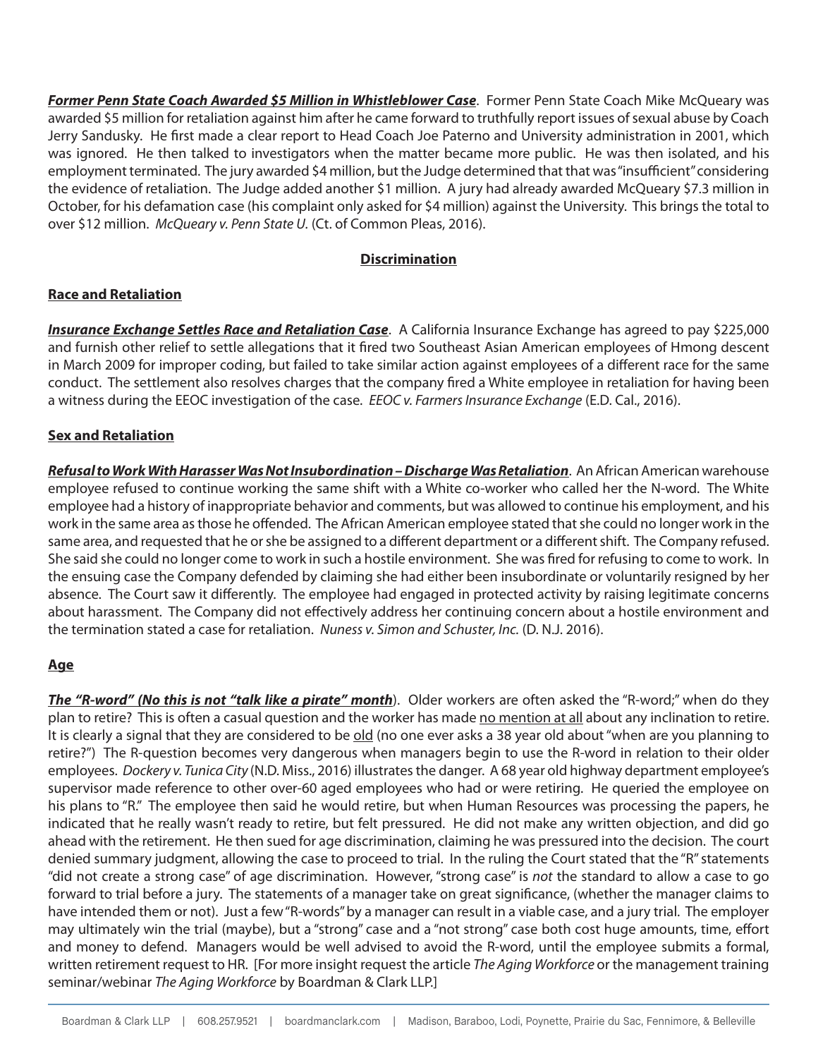***Former Penn State Coach Awarded $5 Million in Whistleblower Case***. Former Penn State Coach Mike McQueary was awarded $5 million for retaliation against him after he came forward to truthfully report issues of sexual abuse by Coach Jerry Sandusky. He first made a clear report to Head Coach Joe Paterno and University administration in 2001, which was ignored. He then talked to investigators when the matter became more public. He was then isolated, and his employment terminated. The jury awarded $4 million, but the Judge determined that that was "insufficient" considering the evidence of retaliation. The Judge added another $1 million. A jury had already awarded McQueary $7.3 million in October, for his defamation case (his complaint only asked for $4 million) against the University. This brings the total to over $12 million. *McQueary v. Penn State U.* (Ct. of Common Pleas, 2016).

## Discrimination

### Race and Retaliation

***Insurance Exchange Settles Race and Retaliation Case***. A California Insurance Exchange has agreed to pay $225,000 and furnish other relief to settle allegations that it fired two Southeast Asian American employees of Hmong descent in March 2009 for improper coding, but failed to take similar action against employees of a different race for the same conduct. The settlement also resolves charges that the company fired a White employee in retaliation for having been a witness during the EEOC investigation of the case. *EEOC v. Farmers Insurance Exchange* (E.D. Cal., 2016).

### Sex and Retaliation

***Refusal to Work With Harasser Was Not Insubordination – Discharge Was Retaliation***. An African American warehouse employee refused to continue working the same shift with a White co-worker who called her the N-word. The White employee had a history of inappropriate behavior and comments, but was allowed to continue his employment, and his work in the same area as those he offended. The African American employee stated that she could no longer work in the same area, and requested that he or she be assigned to a different department or a different shift. The Company refused. She said she could no longer come to work in such a hostile environment. She was fired for refusing to come to work. In the ensuing case the Company defended by claiming she had either been insubordinate or voluntarily resigned by her absence. The Court saw it differently. The employee had engaged in protected activity by raising legitimate concerns about harassment. The Company did not effectively address her continuing concern about a hostile environment and the termination stated a case for retaliation. *Nuness v. Simon and Schuster, Inc.* (D. N.J. 2016).

### Age

***The "R-word" (No this is not "talk like a pirate" month***). Older workers are often asked the "R-word;" when do they plan to retire? This is often a casual question and the worker has made no mention at all about any inclination to retire. It is clearly a signal that they are considered to be old (no one ever asks a 38 year old about "when are you planning to retire?") The R-question becomes very dangerous when managers begin to use the R-word in relation to their older employees. *Dockery v. Tunica City* (N.D. Miss., 2016) illustrates the danger. A 68 year old highway department employee's supervisor made reference to other over-60 aged employees who had or were retiring. He queried the employee on his plans to "R." The employee then said he would retire, but when Human Resources was processing the papers, he indicated that he really wasn't ready to retire, but felt pressured. He did not make any written objection, and did go ahead with the retirement. He then sued for age discrimination, claiming he was pressured into the decision. The court denied summary judgment, allowing the case to proceed to trial. In the ruling the Court stated that the "R" statements "did not create a strong case" of age discrimination. However, "strong case" is *not* the standard to allow a case to go forward to trial before a jury. The statements of a manager take on great significance, (whether the manager claims to have intended them or not). Just a few "R-words" by a manager can result in a viable case, and a jury trial. The employer may ultimately win the trial (maybe), but a "strong" case and a "not strong" case both cost huge amounts, time, effort and money to defend. Managers would be well advised to avoid the R-word, until the employee submits a formal, written retirement request to HR. [For more insight request the article *The Aging Workforce* or the management training seminar/webinar *The Aging Workforce* by Boardman & Clark LLP.]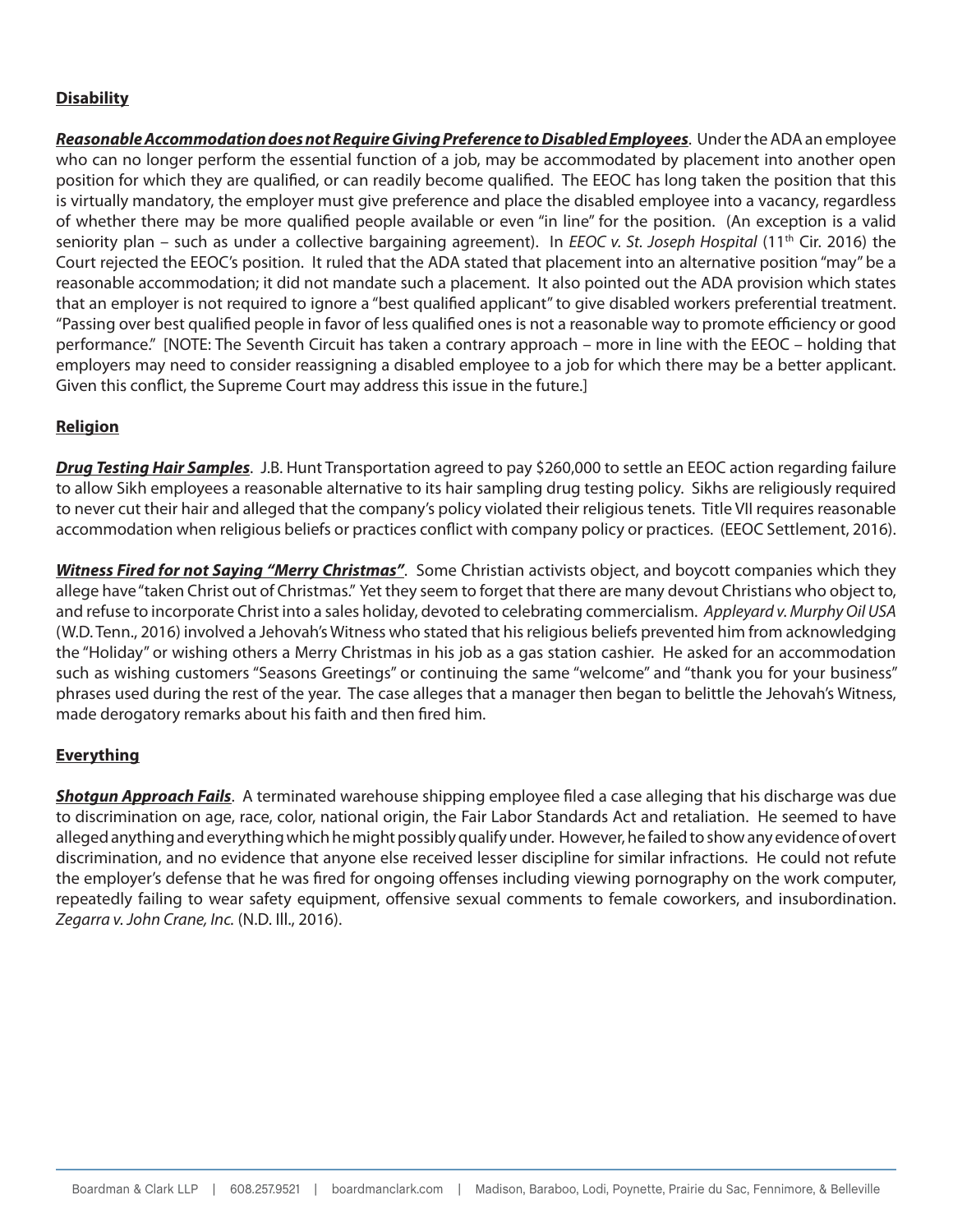**Disability**

***Reasonable Accommodation does not Require Giving Preference to Disabled Employees***. Under the ADA an employee who can no longer perform the essential function of a job, may be accommodated by placement into another open position for which they are qualified, or can readily become qualified. The EEOC has long taken the position that this is virtually mandatory, the employer must give preference and place the disabled employee into a vacancy, regardless of whether there may be more qualified people available or even "in line" for the position. (An exception is a valid seniority plan – such as under a collective bargaining agreement). In *EEOC v. St. Joseph Hospital* (11th Cir. 2016) the Court rejected the EEOC's position. It ruled that the ADA stated that placement into an alternative position "may" be a reasonable accommodation; it did not mandate such a placement. It also pointed out the ADA provision which states that an employer is not required to ignore a "best qualified applicant" to give disabled workers preferential treatment. "Passing over best qualified people in favor of less qualified ones is not a reasonable way to promote efficiency or good performance." [NOTE: The Seventh Circuit has taken a contrary approach – more in line with the EEOC – holding that employers may need to consider reassigning a disabled employee to a job for which there may be a better applicant. Given this conflict, the Supreme Court may address this issue in the future.]

**Religion**

***Drug Testing Hair Samples***. J.B. Hunt Transportation agreed to pay $260,000 to settle an EEOC action regarding failure to allow Sikh employees a reasonable alternative to its hair sampling drug testing policy. Sikhs are religiously required to never cut their hair and alleged that the company's policy violated their religious tenets. Title VII requires reasonable accommodation when religious beliefs or practices conflict with company policy or practices. (EEOC Settlement, 2016).

***Witness Fired for not Saying "Merry Christmas"***. Some Christian activists object, and boycott companies which they allege have "taken Christ out of Christmas." Yet they seem to forget that there are many devout Christians who object to, and refuse to incorporate Christ into a sales holiday, devoted to celebrating commercialism. *Appleyard v. Murphy Oil USA* (W.D. Tenn., 2016) involved a Jehovah's Witness who stated that his religious beliefs prevented him from acknowledging the "Holiday" or wishing others a Merry Christmas in his job as a gas station cashier. He asked for an accommodation such as wishing customers "Seasons Greetings" or continuing the same "welcome" and "thank you for your business" phrases used during the rest of the year. The case alleges that a manager then began to belittle the Jehovah's Witness, made derogatory remarks about his faith and then fired him.

**Everything**

***Shotgun Approach Fails***. A terminated warehouse shipping employee filed a case alleging that his discharge was due to discrimination on age, race, color, national origin, the Fair Labor Standards Act and retaliation. He seemed to have alleged anything and everything which he might possibly qualify under. However, he failed to show any evidence of overt discrimination, and no evidence that anyone else received lesser discipline for similar infractions. He could not refute the employer's defense that he was fired for ongoing offenses including viewing pornography on the work computer, repeatedly failing to wear safety equipment, offensive sexual comments to female coworkers, and insubordination. *Zegarra v. John Crane, Inc.* (N.D. Ill., 2016).